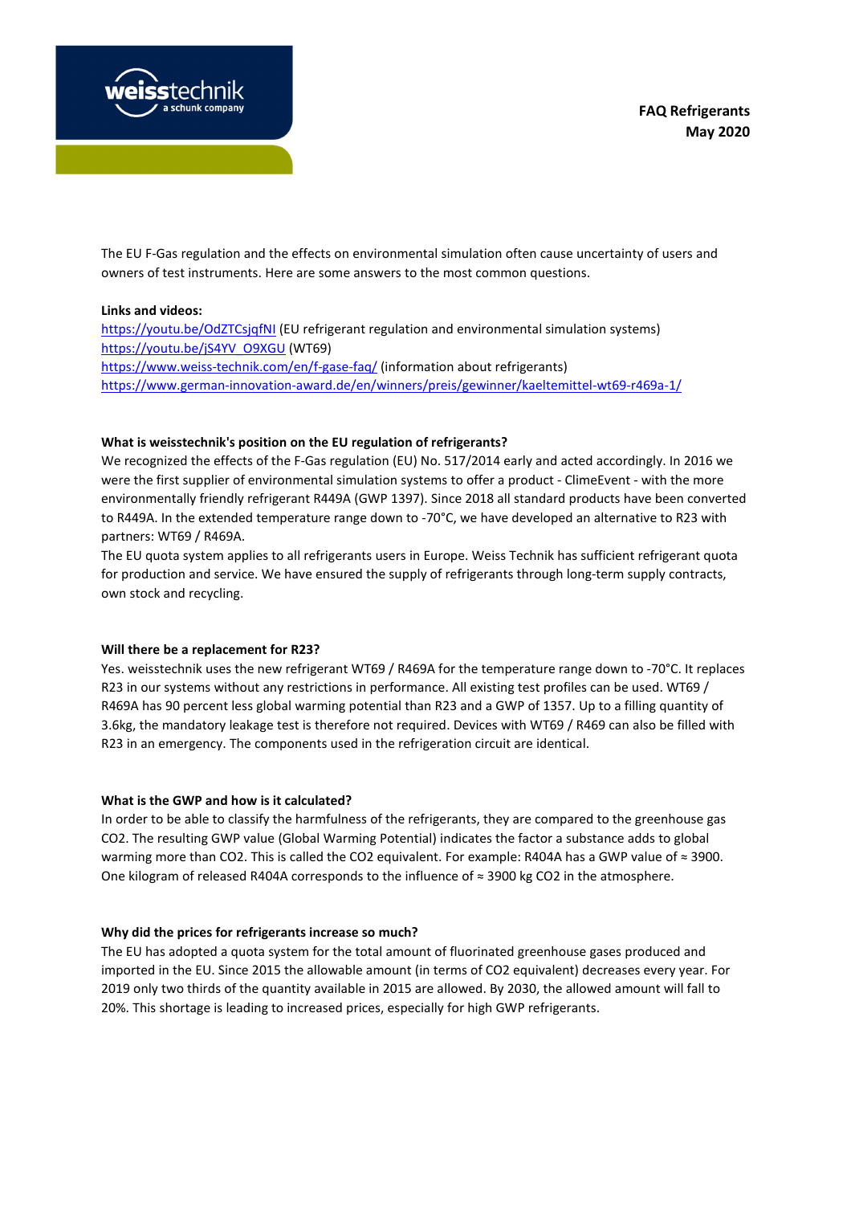# FAQ Refrigerants
**May 2020**

The EU F-Gas regulation and the effects on environmental simulation often cause uncertainty of users and owners of test instruments. Here are some answers to the most common questions.

**Links and videos:**
https://youtu.be/OdZTCsjqfNI (EU refrigerant regulation and environmental simulation systems)
https://youtu.be/jS4YV_O9XGU (WT69)
https://www.weiss-technik.com/en/f-gase-faq/ (information about refrigerants)
https://www.german-innovation-award.de/en/winners/preis/gewinner/kaeltemittel-wt69-r469a-1/

### What is weisstechnik's position on the EU regulation of refrigerants?

We recognized the effects of the F-Gas regulation (EU) No. 517/2014 early and acted accordingly. In 2016 we were the first supplier of environmental simulation systems to offer a product - ClimeEvent - with the more environmentally friendly refrigerant R449A (GWP 1397). Since 2018 all standard products have been converted to R449A. In the extended temperature range down to -70°C, we have developed an alternative to R23 with partners: WT69 / R469A.
The EU quota system applies to all refrigerants users in Europe. Weiss Technik has sufficient refrigerant quota for production and service. We have ensured the supply of refrigerants through long-term supply contracts, own stock and recycling.

### Will there be a replacement for R23?

Yes. weisstechnik uses the new refrigerant WT69 / R469A for the temperature range down to -70°C. It replaces R23 in our systems without any restrictions in performance. All existing test profiles can be used. WT69 / R469A has 90 percent less global warming potential than R23 and a GWP of 1357. Up to a filling quantity of 3.6kg, the mandatory leakage test is therefore not required. Devices with WT69 / R469 can also be filled with R23 in an emergency. The components used in the refrigeration circuit are identical.

### What is the GWP and how is it calculated?

In order to be able to classify the harmfulness of the refrigerants, they are compared to the greenhouse gas $CO_2$. The resulting GWP value (Global Warming Potential) indicates the factor a substance adds to global warming more than $CO_2$. This is called the $CO_2$ equivalent. For example: R404A has a GWP value of ≈ 3900. One kilogram of released R404A corresponds to the influence of ≈ 3900 kg $CO_2$ in the atmosphere.

### Why did the prices for refrigerants increase so much?

The EU has adopted a quota system for the total amount of fluorinated greenhouse gases produced and imported in the EU. Since 2015 the allowable amount (in terms of $CO_2$ equivalent) decreases every year. For 2019 only two thirds of the quantity available in 2015 are allowed. By 2030, the allowed amount will fall to 20%. This shortage is leading to increased prices, especially for high GWP refrigerants.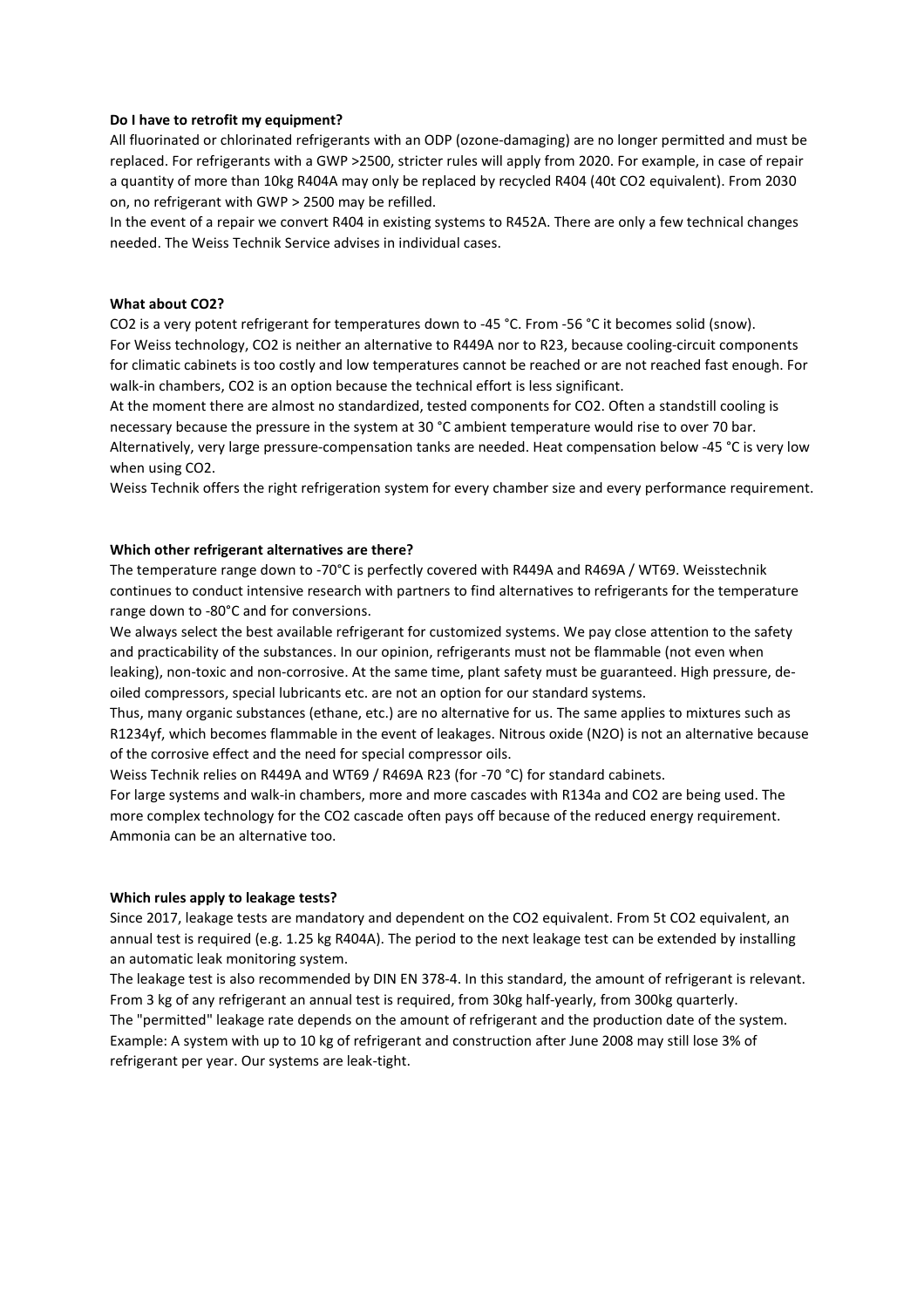**Do I have to retrofit my equipment?**

All fluorinated or chlorinated refrigerants with an ODP (ozone-damaging) are no longer permitted and must be replaced. For refrigerants with a GWP >2500, stricter rules will apply from 2020. For example, in case of repair a quantity of more than 10kg R404A may only be replaced by recycled R404 (40t $CO_2$ equivalent). From 2030 on, no refrigerant with GWP > 2500 may be refilled.

In the event of a repair we convert R404 in existing systems to R452A. There are only a few technical changes needed. The Weiss Technik Service advises in individual cases.

**What about $CO_2$?**

$CO_2$ is a very potent refrigerant for temperatures down to -45 °C. From -56 °C it becomes solid (snow). For Weiss technology, $CO_2$ is neither an alternative to R449A nor to R23, because cooling-circuit components for climatic cabinets is too costly and low temperatures cannot be reached or are not reached fast enough. For walk-in chambers, $CO_2$ is an option because the technical effort is less significant.

At the moment there are almost no standardized, tested components for $CO_2$. Often a standstill cooling is necessary because the pressure in the system at 30 °C ambient temperature would rise to over 70 bar. Alternatively, very large pressure-compensation tanks are needed. Heat compensation below -45 °C is very low when using $CO_2$.

Weiss Technik offers the right refrigeration system for every chamber size and every performance requirement.

**Which other refrigerant alternatives are there?**

The temperature range down to -70°C is perfectly covered with R449A and R469A / WT69. Weisstechnik continues to conduct intensive research with partners to find alternatives to refrigerants for the temperature range down to -80°C and for conversions.

We always select the best available refrigerant for customized systems. We pay close attention to the safety and practicability of the substances. In our opinion, refrigerants must not be flammable (not even when leaking), non-toxic and non-corrosive. At the same time, plant safety must be guaranteed. High pressure, de-oiled compressors, special lubricants etc. are not an option for our standard systems.

Thus, many organic substances (ethane, etc.) are no alternative for us. The same applies to mixtures such as R1234yf, which becomes flammable in the event of leakages. Nitrous oxide ($N_2O$) is not an alternative because of the corrosive effect and the need for special compressor oils.

Weiss Technik relies on R449A and WT69 / R469A R23 (for -70 °C) for standard cabinets.

For large systems and walk-in chambers, more and more cascades with R134a and $CO_2$ are being used. The more complex technology for the $CO_2$ cascade often pays off because of the reduced energy requirement. Ammonia can be an alternative too.

**Which rules apply to leakage tests?**

Since 2017, leakage tests are mandatory and dependent on the $CO_2$ equivalent. From 5t $CO_2$ equivalent, an annual test is required (e.g. 1.25 kg R404A). The period to the next leakage test can be extended by installing an automatic leak monitoring system.

The leakage test is also recommended by DIN EN 378-4. In this standard, the amount of refrigerant is relevant. From 3 kg of any refrigerant an annual test is required, from 30kg half-yearly, from 300kg quarterly.

The "permitted" leakage rate depends on the amount of refrigerant and the production date of the system. Example: A system with up to 10 kg of refrigerant and construction after June 2008 may still lose 3% of refrigerant per year. Our systems are leak-tight.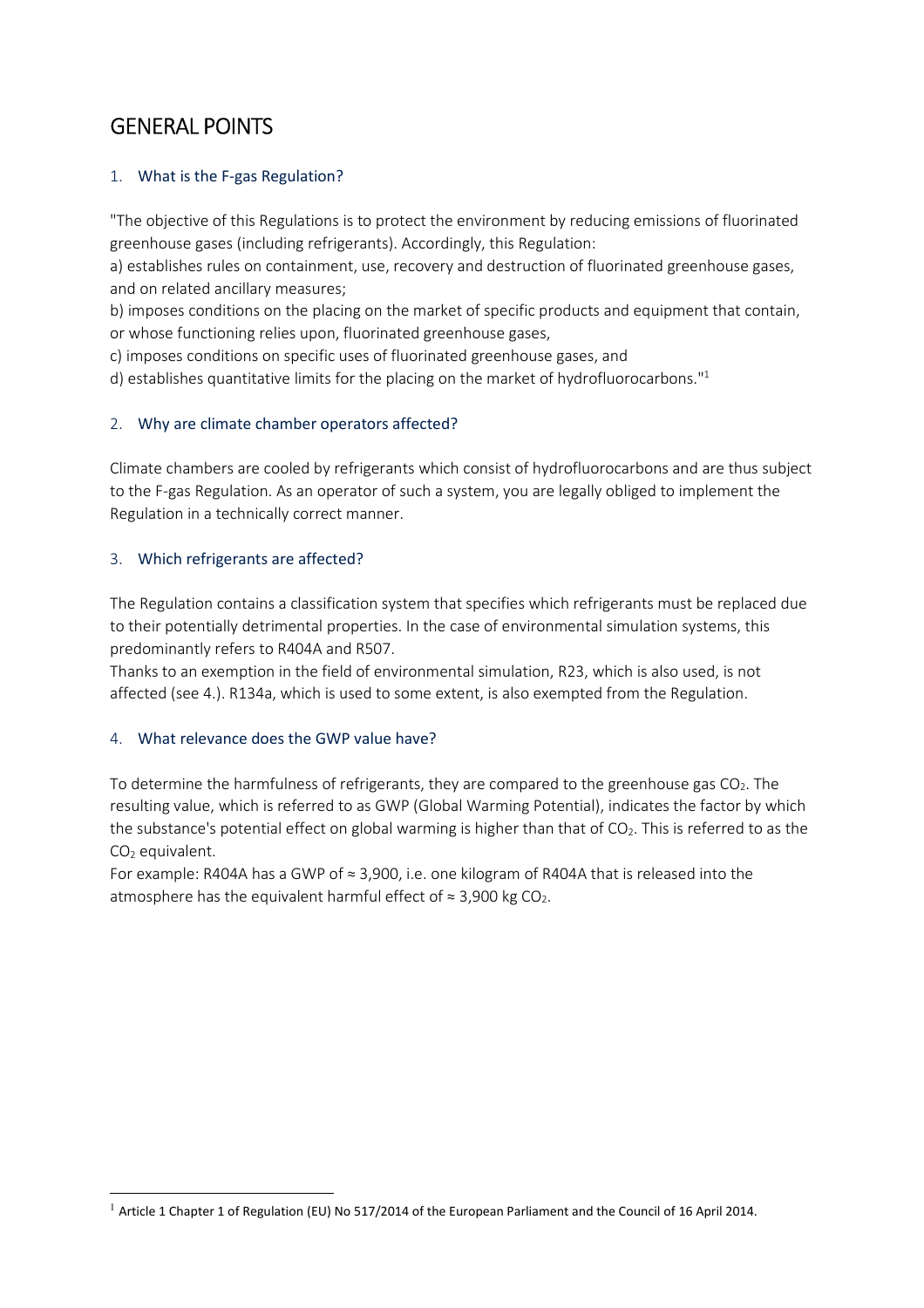# GENERAL POINTS

## 1. What is the F-gas Regulation?

"The objective of this Regulations is to protect the environment by reducing emissions of fluorinated greenhouse gases (including refrigerants). Accordingly, this Regulation:
a) establishes rules on containment, use, recovery and destruction of fluorinated greenhouse gases, and on related ancillary measures;
b) imposes conditions on the placing on the market of specific products and equipment that contain, or whose functioning relies upon, fluorinated greenhouse gases,
c) imposes conditions on specific uses of fluorinated greenhouse gases, and
d) establishes quantitative limits for the placing on the market of hydrofluorocarbons."[1]

## 2. Why are climate chamber operators affected?

Climate chambers are cooled by refrigerants which consist of hydrofluorocarbons and are thus subject to the F-gas Regulation. As an operator of such a system, you are legally obliged to implement the Regulation in a technically correct manner.

## 3. Which refrigerants are affected?

The Regulation contains a classification system that specifies which refrigerants must be replaced due to their potentially detrimental properties. In the case of environmental simulation systems, this predominantly refers to R404A and R507.
Thanks to an exemption in the field of environmental simulation, R23, which is also used, is not affected (see 4.). R134a, which is used to some extent, is also exempted from the Regulation.

## 4. What relevance does the GWP value have?

To determine the harmfulness of refrigerants, they are compared to the greenhouse gas $CO_2$. The resulting value, which is referred to as GWP (Global Warming Potential), indicates the factor by which the substance's potential effect on global warming is higher than that of $CO_2$. This is referred to as the $CO_2$ equivalent.
For example: R404A has a GWP of ≈ 3,900, i.e. one kilogram of R404A that is released into the atmosphere has the equivalent harmful effect of ≈ 3,900 kg $CO_2$.

[1] Article 1 Chapter 1 of Regulation (EU) No 517/2014 of the European Parliament and the Council of 16 April 2014.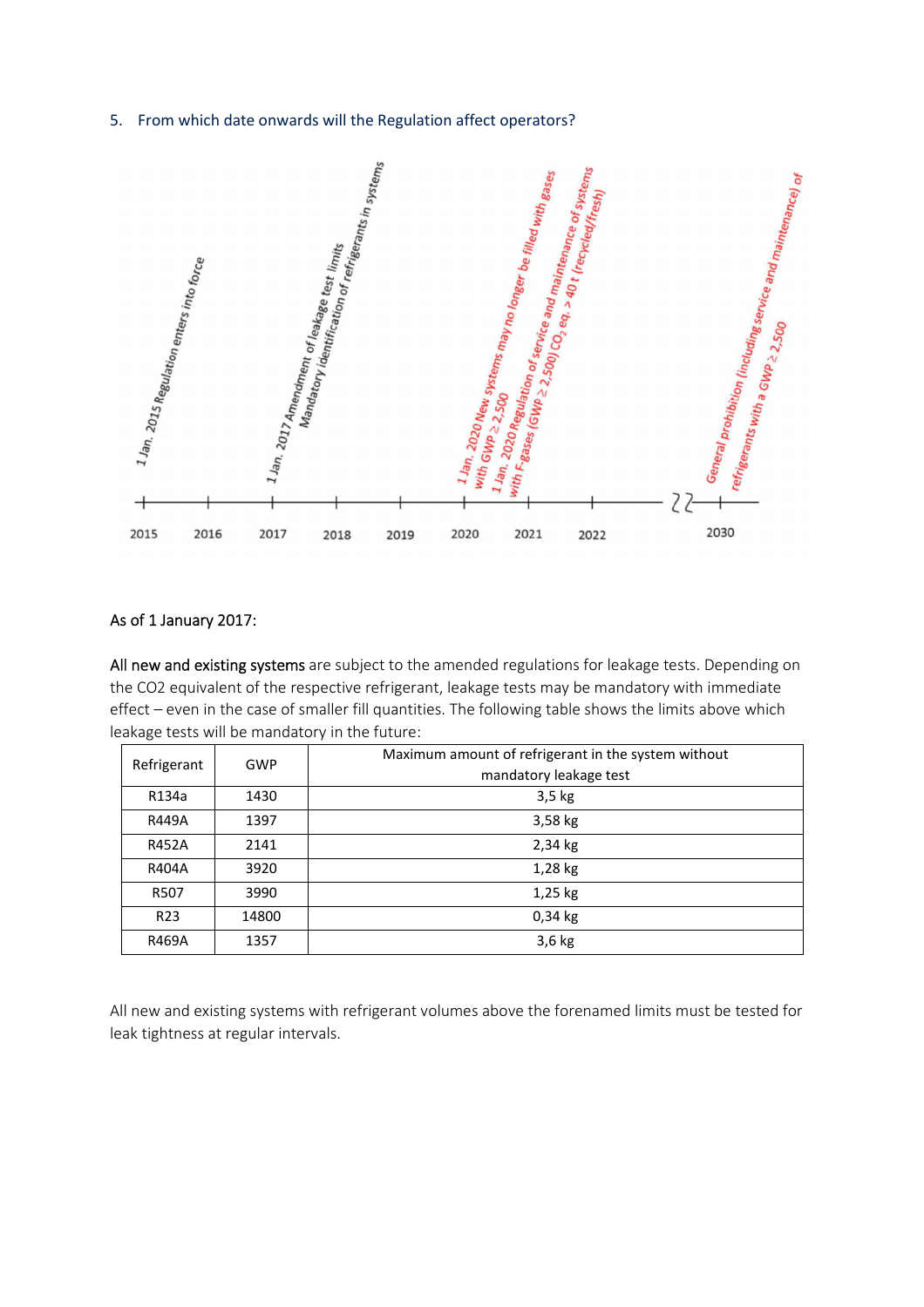5. From which date onwards will the Regulation affect operators?

1 Jan. 2015 Regulation enters into force

1 Jan. 2017 Amendment of leakage test limits
Mandatory identification of refrigerants in systems

1 Jan. 2020 New systems may no longer be filled with gases with GWP ≥ 2,500

1 Jan. 2020 Regulation of service and maintenance of systems with F-gases (GWP ≥ 2,500) $CO_2$ eq. > 40 t (recycled/fresh)

General prohibition (including service and maintenance) of refrigerants with a GWP ≥ 2,500

2015 2016 2017 2018 2019 2020 2021 2022 2030

As of 1 January 2017:

All new and existing systems are subject to the amended regulations for leakage tests. Depending on the CO2 equivalent of the respective refrigerant, leakage tests may be mandatory with immediate effect – even in the case of smaller fill quantities. The following table shows the limits above which leakage tests will be mandatory in the future:

| Refrigerant | GWP | Maximum amount of refrigerant in the system without mandatory leakage test |
|---|---|---|
| R134a | 1430 | 3,5 kg |
| R449A | 1397 | 3,58 kg |
| R452A | 2141 | 2,34 kg |
| R404A | 3920 | 1,28 kg |
| R507 | 3990 | 1,25 kg |
| R23 | 14800 | 0,34 kg |
| R469A | 1357 | 3,6 kg |

All new and existing systems with refrigerant volumes above the forenamed limits must be tested for leak tightness at regular intervals.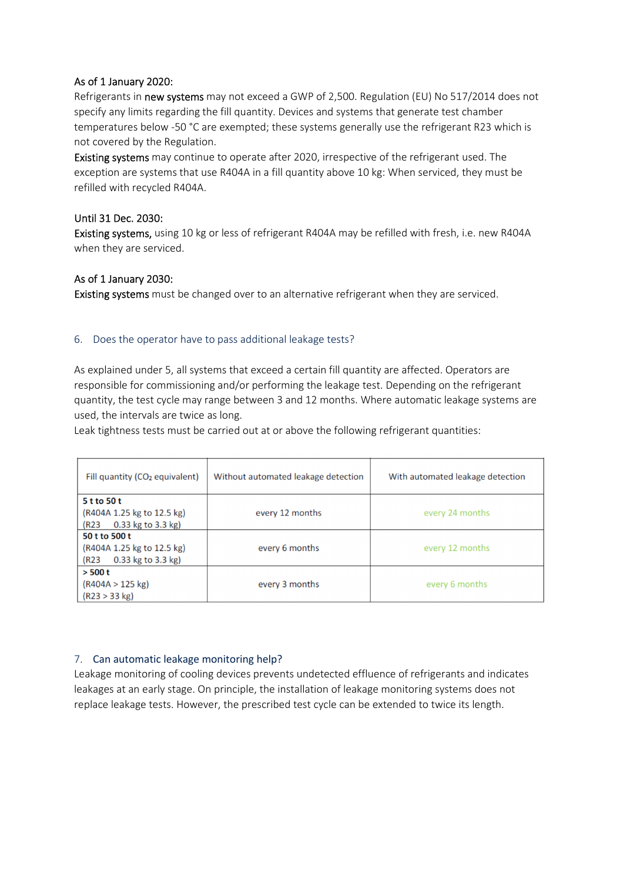As of 1 January 2020:

Refrigerants in **new systems** may not exceed a GWP of 2,500. Regulation (EU) No 517/2014 does not specify any limits regarding the fill quantity. Devices and systems that generate test chamber temperatures below -50 °C are exempted; these systems generally use the refrigerant R23 which is not covered by the Regulation.

**Existing systems** may continue to operate after 2020, irrespective of the refrigerant used. The exception are systems that use R404A in a fill quantity above 10 kg: When serviced, they must be refilled with recycled R404A.

Until 31 Dec. 2030:

**Existing systems,** using 10 kg or less of refrigerant R404A may be refilled with fresh, i.e. new R404A when they are serviced.

As of 1 January 2030:

**Existing systems** must be changed over to an alternative refrigerant when they are serviced.

## 6. Does the operator have to pass additional leakage tests?

As explained under 5, all systems that exceed a certain fill quantity are affected. Operators are responsible for commissioning and/or performing the leakage test. Depending on the refrigerant quantity, the test cycle may range between 3 and 12 months. Where automatic leakage systems are used, the intervals are twice as long.

Leak tightness tests must be carried out at or above the following refrigerant quantities:

| Fill quantity ($CO_2$ equivalent) | Without automated leakage detection | With automated leakage detection |
|---|---|---|
| **5 t to 50 t**<br>(R404A 1.25 kg to 12.5 kg)<br>(R23 0.33 kg to 3.3 kg) | every 12 months | every 24 months |
| **50 t to 500 t**<br>(R404A 1.25 kg to 12.5 kg)<br>(R23 0.33 kg to 3.3 kg) | every 6 months | every 12 months |
| **> 500 t**<br>(R404A > 125 kg)<br>(R23 > 33 kg) | every 3 months | every 6 months |

## 7. Can automatic leakage monitoring help?

Leakage monitoring of cooling devices prevents undetected effluence of refrigerants and indicates leakages at an early stage. On principle, the installation of leakage monitoring systems does not replace leakage tests. However, the prescribed test cycle can be extended to twice its length.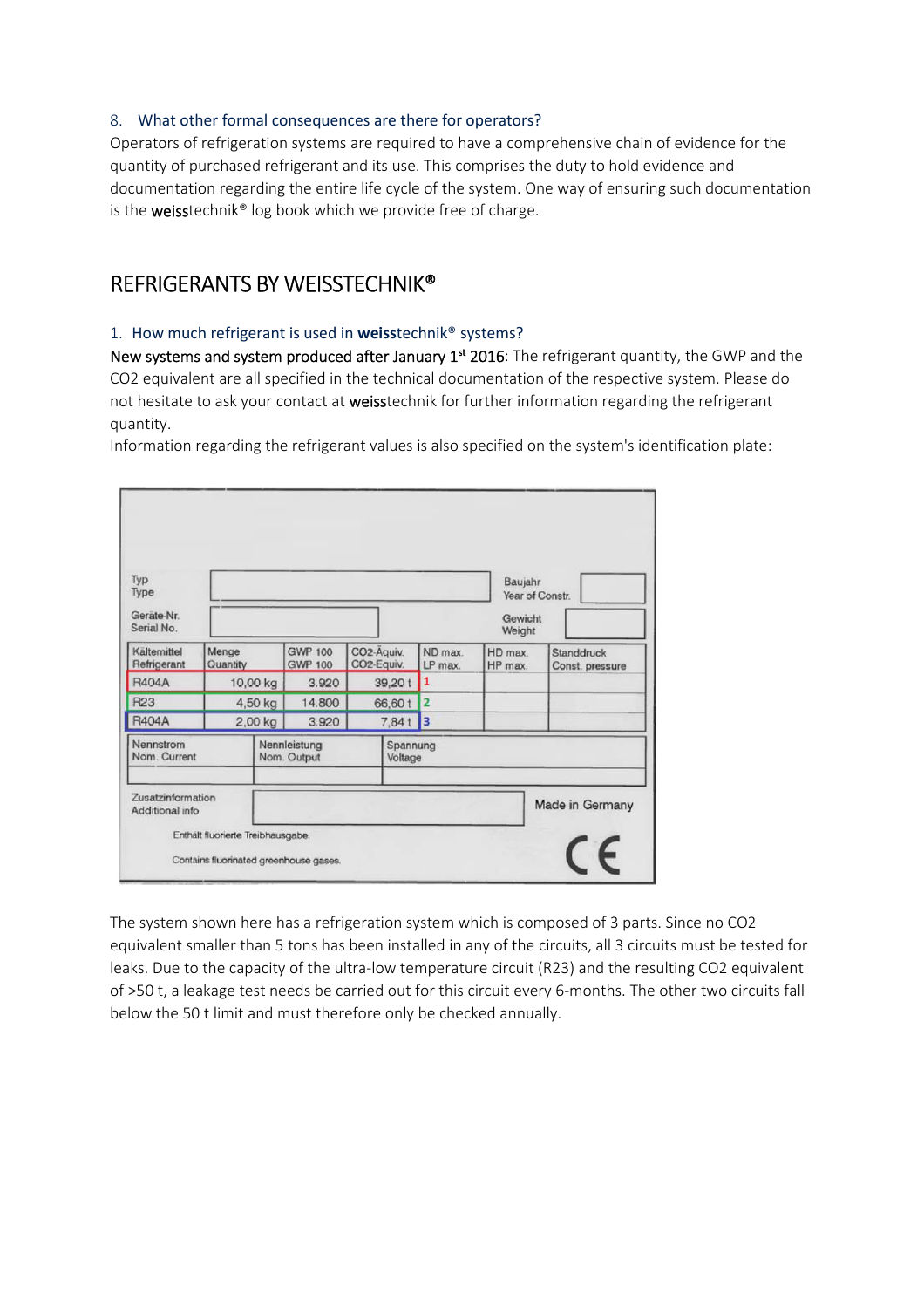8. What other formal consequences are there for operators?

Operators of refrigeration systems are required to have a comprehensive chain of evidence for the quantity of purchased refrigerant and its use. This comprises the duty to hold evidence and documentation regarding the entire life cycle of the system. One way of ensuring such documentation is the **weiss**technik® log book which we provide free of charge.

## REFRIGERANTS BY WEISSTECHNIK®

### 1. How much refrigerant is used in **weiss**technik® systems?

**New systems and system produced after January 1st 2016**: The refrigerant quantity, the GWP and the CO2 equivalent are all specified in the technical documentation of the respective system. Please do not hesitate to ask your contact at **weiss**technik for further information regarding the refrigerant quantity.

Information regarding the refrigerant values is also specified on the system's identification plate:

| Typ<br>Type | | | | | | Baujahr<br>Year of Constr. | |
|---|---|---|---|---|---|---|---|
| Geräte-Nr.<br>Serial No. | | | | | | Gewicht<br>Weight | |
| Kältemittel<br>Refrigerant | Menge<br>Quantity | GWP 100<br>GWP 100 | CO2-Äquiv.<br>CO2-Equiv. | ND max.<br>LP max. | HD max.<br>HP max. | Standdruck<br>Const. pressure | |
| R404A | 10,00 kg | 3.920 | 39,20 t | 1 | | | |
| R23 | 4,50 kg | 14.800 | 66,60 t | 2 | | | |
| R404A | 2,00 kg | 3.920 | 7,84 t | 3 | | | |
| Nennstrom<br>Nom. Current | | Nennleistung<br>Nom. Output | | Spannung<br>Voltage | | | |
| Zusatzinformation<br>Additional info | | | | | | Made in Germany | |

Enthält fluorierte Treibhausgase.

Contains fluorinated greenhouse gases.

CE

The system shown here has a refrigeration system which is composed of 3 parts. Since no CO2 equivalent smaller than 5 tons has been installed in any of the circuits, all 3 circuits must be tested for leaks. Due to the capacity of the ultra-low temperature circuit (R23) and the resulting CO2 equivalent of >50 t, a leakage test needs be carried out for this circuit every 6-months. The other two circuits fall below the 50 t limit and must therefore only be checked annually.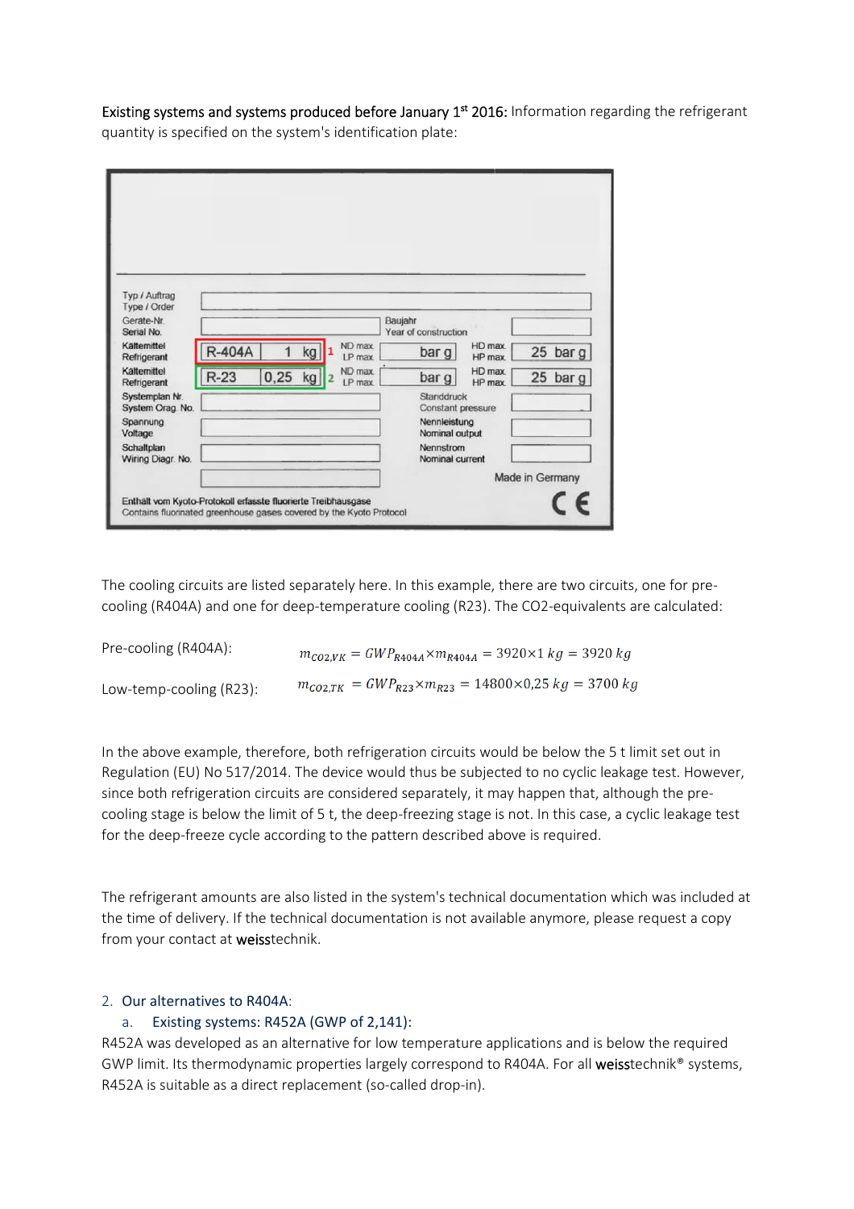**Existing systems and systems produced before January 1st 2016:** Information regarding the refrigerant quantity is specified on the system's identification plate:

| | | | | | |
|---|---|---|---|---|---|
| Typ / Auftrag<br>Type / Order | | | | | |
| Geräte-Nr.<br>Serial No. | | Baujahr<br>Year of construction | | | |
| Kältemittel<br>Refrigerant | R-404A 1 kg (1) | ND max.<br>LP max. | bar g | HD max.<br>HP max. | 25 bar g |
| Kältemittel<br>Refrigerant | R-23 0,25 kg (2) | ND max.<br>LP max. | bar g | HD max.<br>HP max. | 25 bar g |
| Systemplan Nr.<br>System Orag. No. | | Standdruck<br>Constant pressure | | | |
| Spannung<br>Voltage | | Nennleistung<br>Nominal output | | | |
| Schaltplan<br>Wiring Diagr. No. | | Nennstrom<br>Nominal current | | | |
| | | Made in Germany | | | |

Enthält vom Kyoto-Protokoll erfasste fluorierte Treibhausgase
Contains fluorinated greenhouse gases covered by the Kyoto Protocol

CE

The cooling circuits are listed separately here. In this example, there are two circuits, one for pre-cooling (R404A) and one for deep-temperature cooling (R23). The CO2-equivalents are calculated:

Pre-cooling (R404A): $m_{CO2,VK} = GWP_{R404A} \times m_{R404A} = 3920 \times 1\ kg = 3920\ kg$

Low-temp-cooling (R23): $m_{CO2,TK} = GWP_{R23} \times m_{R23} = 14800 \times 0{,}25\ kg = 3700\ kg$

In the above example, therefore, both refrigeration circuits would be below the 5 t limit set out in Regulation (EU) No 517/2014. The device would thus be subjected to no cyclic leakage test. However, since both refrigeration circuits are considered separately, it may happen that, although the pre-cooling stage is below the limit of 5 t, the deep-freezing stage is not. In this case, a cyclic leakage test for the deep-freeze cycle according to the pattern described above is required.

The refrigerant amounts are also listed in the system's technical documentation which was included at the time of delivery. If the technical documentation is not available anymore, please request a copy from your contact at **weiss**technik.

2. Our alternatives to R404A:
   a. Existing systems: R452A (GWP of 2,141):

R452A was developed as an alternative for low temperature applications and is below the required GWP limit. Its thermodynamic properties largely correspond to R404A. For all **weiss**technik® systems, R452A is suitable as a direct replacement (so-called drop-in).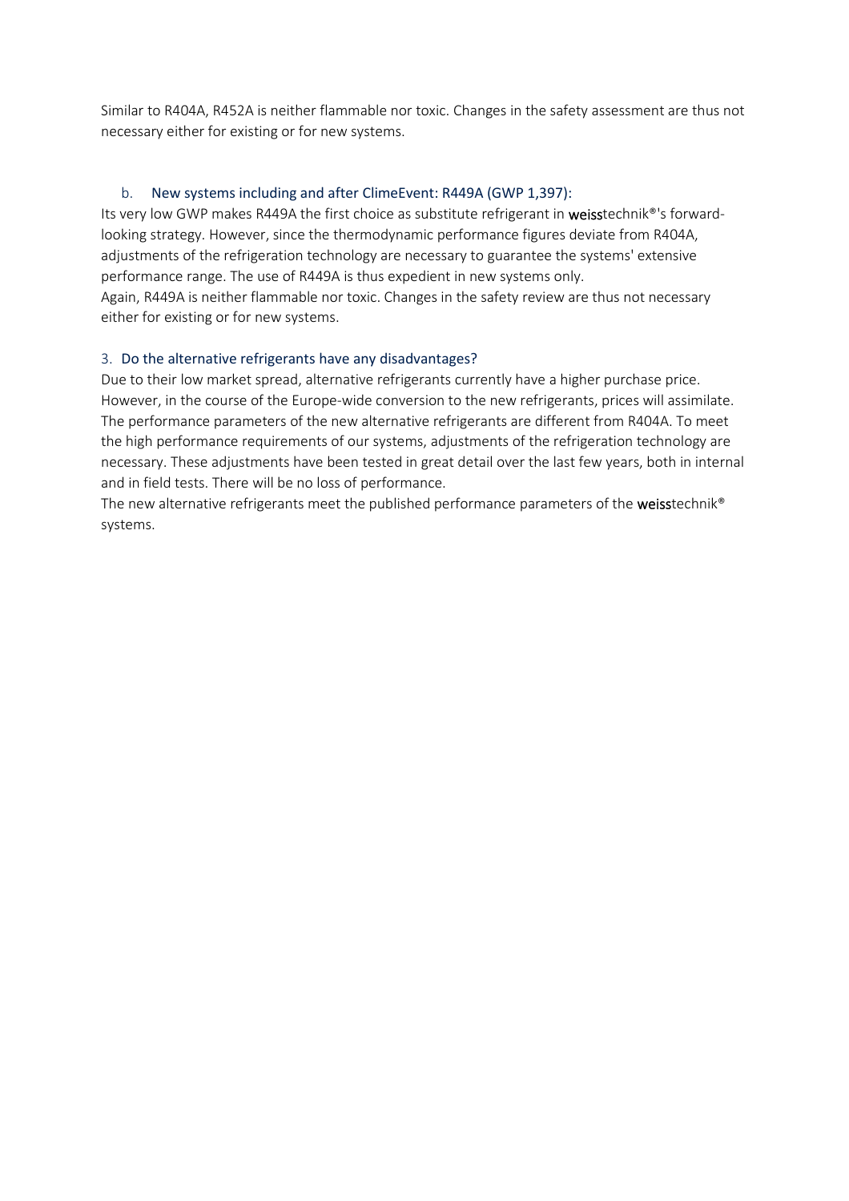Similar to R404A, R452A is neither flammable nor toxic. Changes in the safety assessment are thus not necessary either for existing or for new systems.

### b. New systems including and after ClimeEvent: R449A (GWP 1,397):

Its very low GWP makes R449A the first choice as substitute refrigerant in **weiss**technik®'s forward-looking strategy. However, since the thermodynamic performance figures deviate from R404A, adjustments of the refrigeration technology are necessary to guarantee the systems' extensive performance range. The use of R449A is thus expedient in new systems only.
Again, R449A is neither flammable nor toxic. Changes in the safety review are thus not necessary either for existing or for new systems.

## 3. Do the alternative refrigerants have any disadvantages?

Due to their low market spread, alternative refrigerants currently have a higher purchase price. However, in the course of the Europe-wide conversion to the new refrigerants, prices will assimilate. The performance parameters of the new alternative refrigerants are different from R404A. To meet the high performance requirements of our systems, adjustments of the refrigeration technology are necessary. These adjustments have been tested in great detail over the last few years, both in internal and in field tests. There will be no loss of performance.
The new alternative refrigerants meet the published performance parameters of the **weiss**technik® systems.